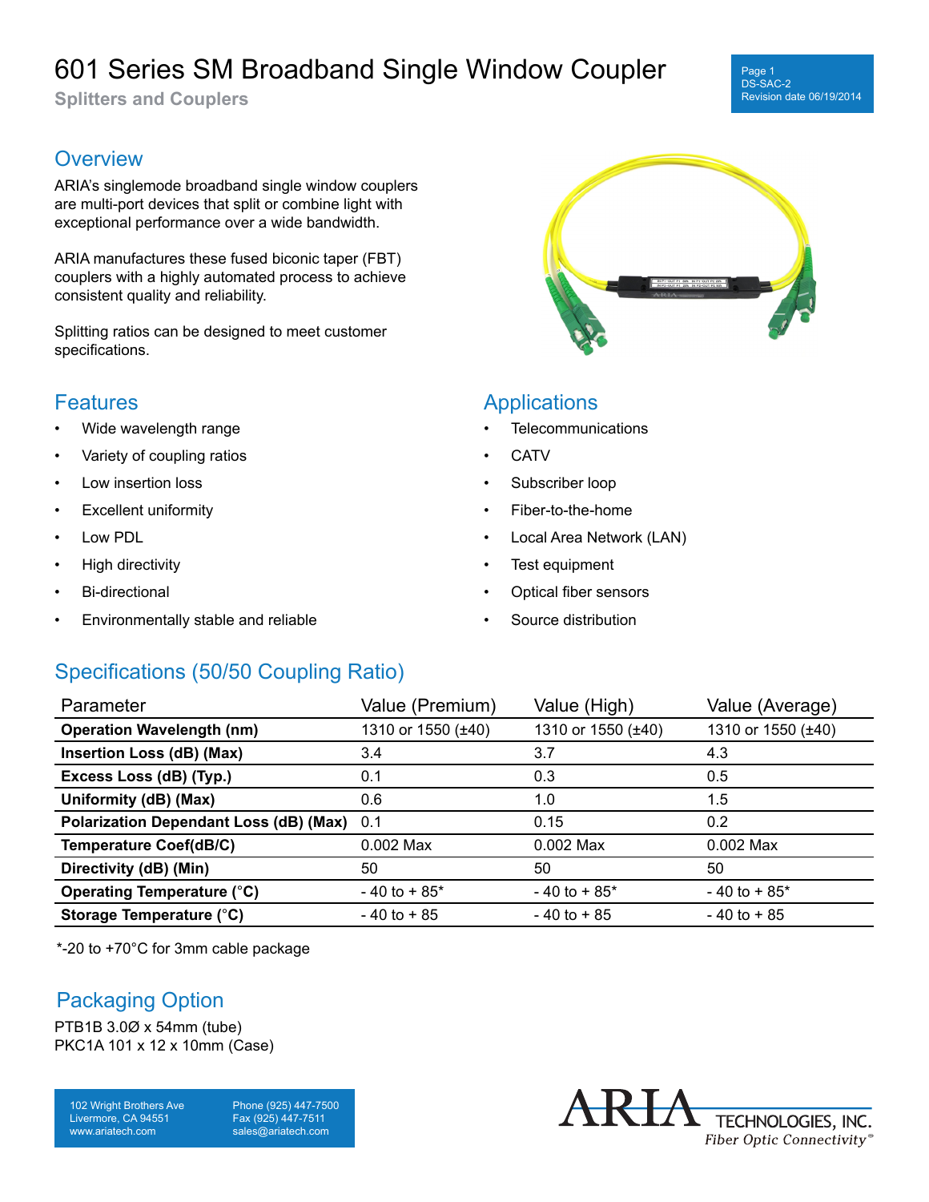# 601 Series SM Broadband Single Window Coupler

**Splitters and Couplers**

## Overview

ARIA's singlemode broadband single window couplers are multi-port devices that split or combine light with exceptional performance over a wide bandwidth.

ARIA manufactures these fused biconic taper (FBT) couplers with a highly automated process to achieve consistent quality and reliability.

Splitting ratios can be designed to meet customer specifications.

## Features

- Wide wavelength range
- Variety of coupling ratios
- Low insertion loss
- Excellent uniformity
- Low PDL
- High directivity
- Bi-directional
- Environmentally stable and reliable

## Applications

- Telecommunications
- CATV
- Subscriber loop
- Fiber-to-the-home
- Local Area Network (LAN)
- Test equipment
- Optical fiber sensors
- Source distribution

## Specifications (50/50 Coupling Ratio)

| Parameter | Value (Premium) | Value (High) | Value (Average) |
|---|---|---|---|
| **Operation Wavelength (nm)** | 1310 or 1550 (±40) | 1310 or 1550 (±40) | 1310 or 1550 (±40) |
| **Insertion Loss (dB) (Max)** | 3.4 | 3.7 | 4.3 |
| **Excess Loss (dB) (Typ.)** | 0.1 | 0.3 | 0.5 |
| **Uniformity (dB) (Max)** | 0.6 | 1.0 | 1.5 |
| **Polarization Dependant Loss (dB) (Max)** | 0.1 | 0.15 | 0.2 |
| **Temperature Coef(dB/C)** | 0.002 Max | 0.002 Max | 0.002 Max |
| **Directivity (dB) (Min)** | 50 | 50 | 50 |
| **Operating Temperature (°C)** | - 40 to + 85* | - 40 to + 85* | - 40 to + 85* |
| **Storage Temperature (°C)** | - 40 to + 85 | - 40 to + 85 | - 40 to + 85 |

*-20 to +70°C for 3mm cable package

## Packaging Option

PTB1B 3.0Ø x 54mm (tube)
PKC1A 101 x 12 x 10mm (Case)

102 Wright Brothers Ave
Livermore, CA 94551
www.ariatech.com

Phone (925) 447-7500
Fax (925) 447-7511
sales@ariatech.com

ARIA TECHNOLOGIES, INC.
*Fiber Optic Connectivity*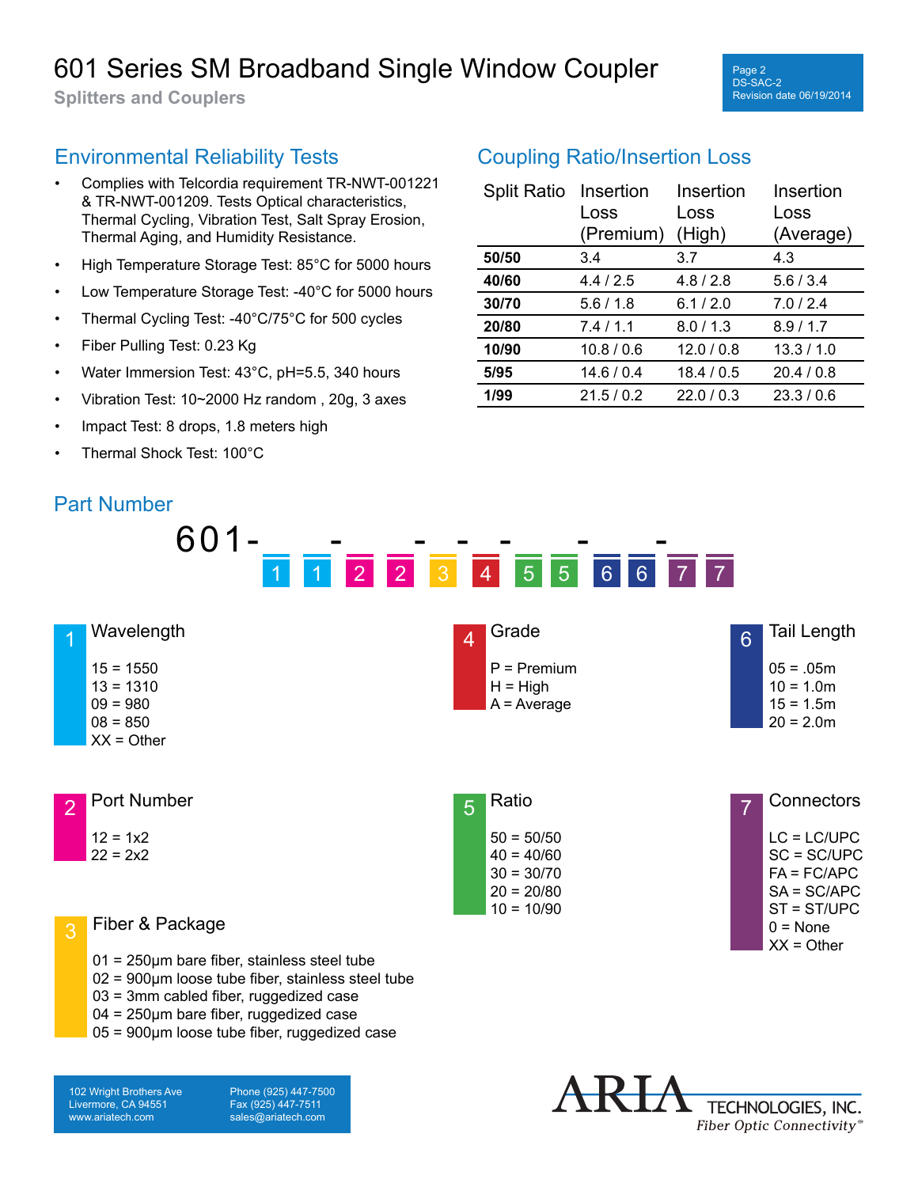# 601 Series SM Broadband Single Window Coupler

Splitters and Couplers

## Environmental Reliability Tests

- Complies with Telcordia requirement TR-NWT-001221 & TR-NWT-001209. Tests Optical characteristics, Thermal Cycling, Vibration Test, Salt Spray Erosion, Thermal Aging, and Humidity Resistance.
- High Temperature Storage Test: 85°C for 5000 hours
- Low Temperature Storage Test: -40°C for 5000 hours
- Thermal Cycling Test: -40°C/75°C for 500 cycles
- Fiber Pulling Test: 0.23 Kg
- Water Immersion Test: 43°C, pH=5.5, 340 hours
- Vibration Test: 10~2000 Hz random , 20g, 3 axes
- Impact Test: 8 drops, 1.8 meters high
- Thermal Shock Test: 100°C

## Coupling Ratio/Insertion Loss

| Split Ratio | Insertion Loss (Premium) | Insertion Loss (High) | Insertion Loss (Average) |
|---|---|---|---|
| **50/50** | 3.4 | 3.7 | 4.3 |
| **40/60** | 4.4 / 2.5 | 4.8 / 2.8 | 5.6 / 3.4 |
| **30/70** | 5.6 / 1.8 | 6.1 / 2.0 | 7.0 / 2.4 |
| **20/80** | 7.4 / 1.1 | 8.0 / 1.3 | 8.9 / 1.7 |
| **10/90** | 10.8 / 0.6 | 12.0 / 0.8 | 13.3 / 1.0 |
| **5/95** | 14.6 / 0.4 | 18.4 / 0.5 | 20.4 / 0.8 |
| **1/99** | 21.5 / 0.2 | 22.0 / 0.3 | 23.3 / 0.6 |

## Part Number

601- 1 1 - 2 2 - 3 - 4 - 5 5 - 6 6 - 7 7

### 1 Wavelength

15 = 1550
13 = 1310
09 = 980
08 = 850
XX = Other

### 2 Port Number

12 = 1x2
22 = 2x2

### 3 Fiber & Package

01 = 250µm bare fiber, stainless steel tube
02 = 900µm loose tube fiber, stainless steel tube
03 = 3mm cabled fiber, ruggedized case
04 = 250µm bare fiber, ruggedized case
05 = 900µm loose tube fiber, ruggedized case

### 4 Grade

P = Premium
H = High
A = Average

### 5 Ratio

50 = 50/50
40 = 40/60
30 = 30/70
20 = 20/80
10 = 10/90

### 6 Tail Length

05 = .05m
10 = 1.0m
15 = 1.5m
20 = 2.0m

### 7 Connectors

LC = LC/UPC
SC = SC/UPC
FA = FC/APC
SA = SC/APC
ST = ST/UPC
0 = None
XX = Other

102 Wright Brothers Ave
Livermore, CA 94551
www.ariatech.com

Phone (925) 447-7500
Fax (925) 447-7511
sales@ariatech.com

ARIA TECHNOLOGIES, INC.
*Fiber Optic Connectivity*